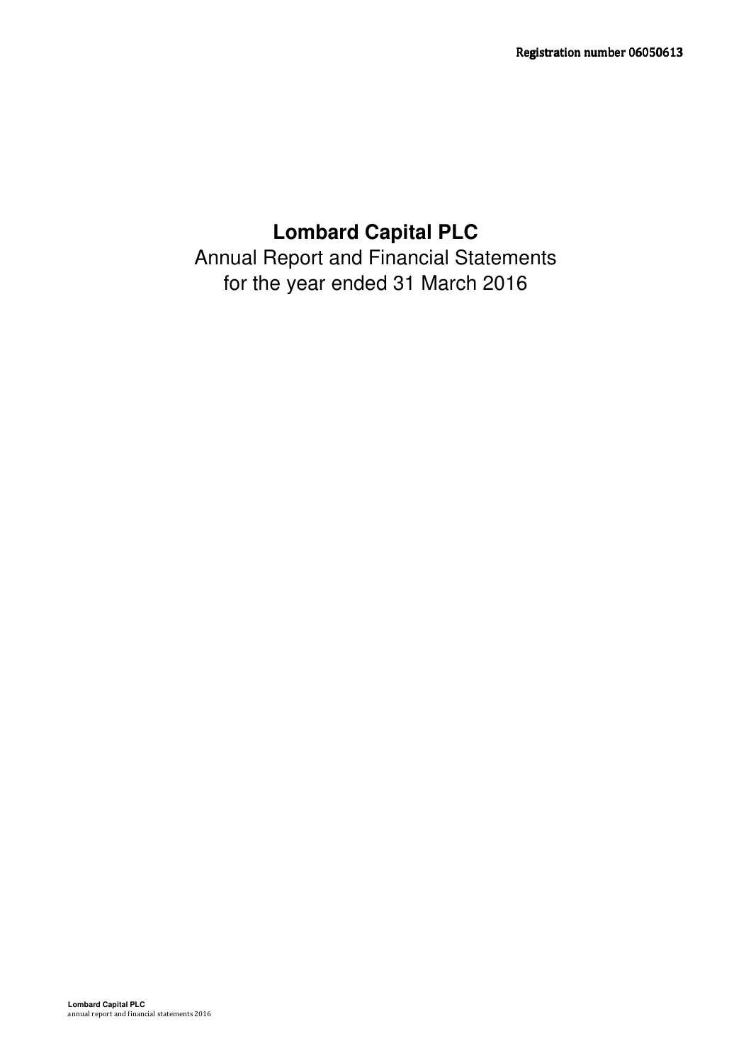Registration number 06050613

# Lombard Capital PLC

Annual Report and Financial Statements
for the year ended 31 March 2016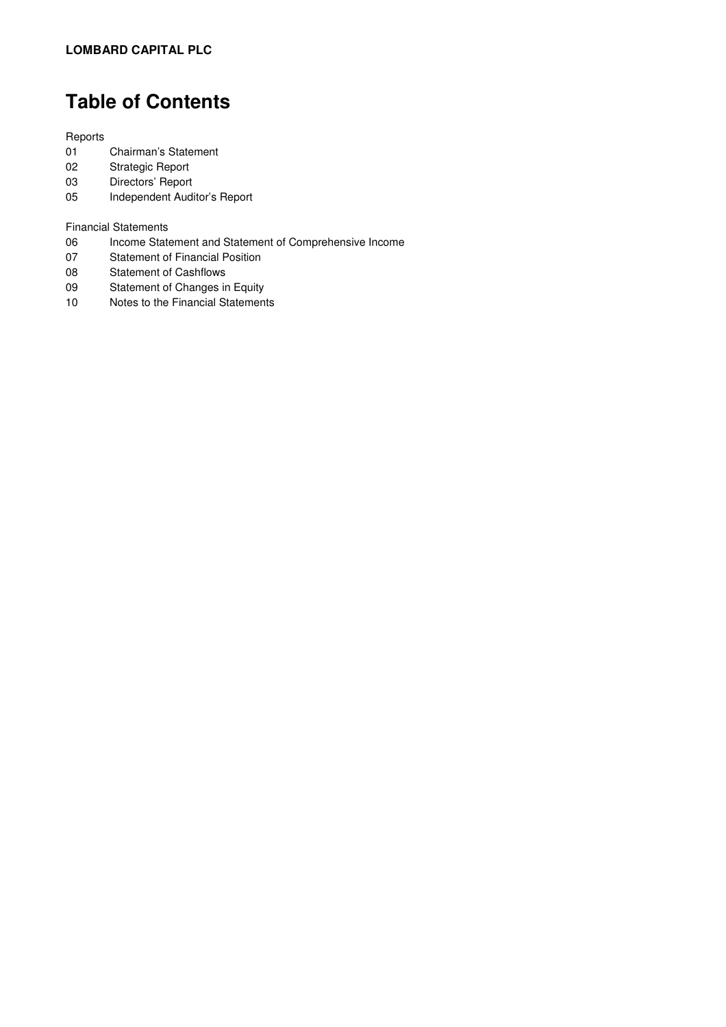**LOMBARD CAPITAL PLC**

# Table of Contents

Reports

01 Chairman's Statement
02 Strategic Report
03 Directors' Report
05 Independent Auditor's Report

Financial Statements

06 Income Statement and Statement of Comprehensive Income
07 Statement of Financial Position
08 Statement of Cashflows
09 Statement of Changes in Equity
10 Notes to the Financial Statements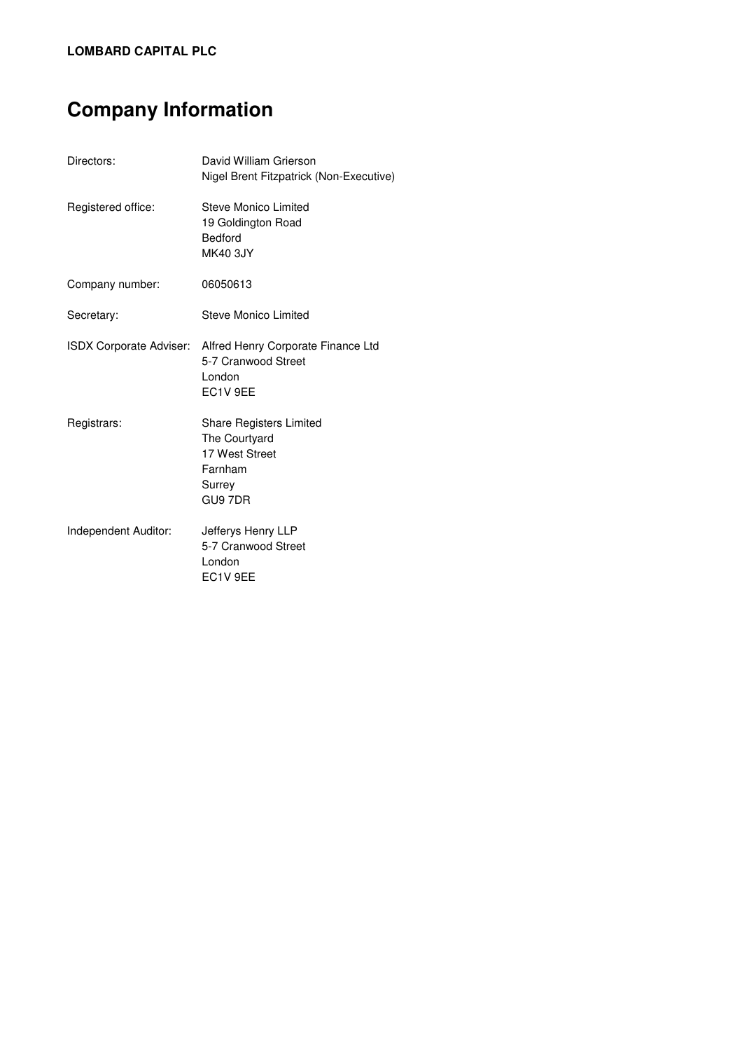**LOMBARD CAPITAL PLC**

# Company Information

| | |
|---|---|
| Directors: | David William Grierson<br>Nigel Brent Fitzpatrick (Non-Executive) |
| Registered office: | Steve Monico Limited<br>19 Goldington Road<br>Bedford<br>MK40 3JY |
| Company number: | 06050613 |
| Secretary: | Steve Monico Limited |
| ISDX Corporate Adviser: | Alfred Henry Corporate Finance Ltd<br>5-7 Cranwood Street<br>London<br>EC1V 9EE |
| Registrars: | Share Registers Limited<br>The Courtyard<br>17 West Street<br>Farnham<br>Surrey<br>GU9 7DR |
| Independent Auditor: | Jefferys Henry LLP<br>5-7 Cranwood Street<br>London<br>EC1V 9EE |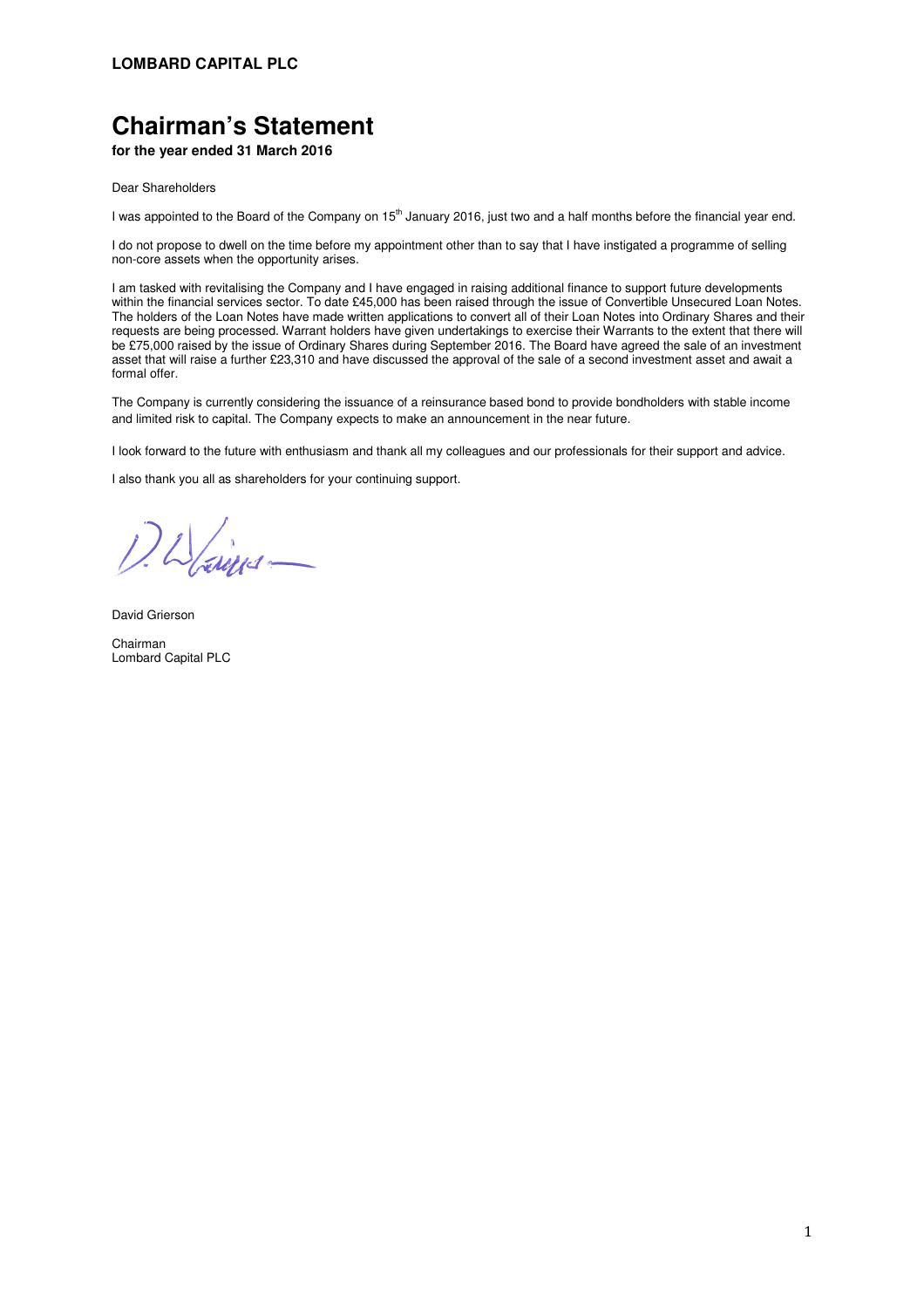**LOMBARD CAPITAL PLC**

# Chairman's Statement

**for the year ended 31 March 2016**

Dear Shareholders

I was appointed to the Board of the Company on 15th January 2016, just two and a half months before the financial year end.

I do not propose to dwell on the time before my appointment other than to say that I have instigated a programme of selling non-core assets when the opportunity arises.

I am tasked with revitalising the Company and I have engaged in raising additional finance to support future developments within the financial services sector. To date £45,000 has been raised through the issue of Convertible Unsecured Loan Notes. The holders of the Loan Notes have made written applications to convert all of their Loan Notes into Ordinary Shares and their requests are being processed. Warrant holders have given undertakings to exercise their Warrants to the extent that there will be £75,000 raised by the issue of Ordinary Shares during September 2016. The Board have agreed the sale of an investment asset that will raise a further £23,310 and have discussed the approval of the sale of a second investment asset and await a formal offer.

The Company is currently considering the issuance of a reinsurance based bond to provide bondholders with stable income and limited risk to capital. The Company expects to make an announcement in the near future.

I look forward to the future with enthusiasm and thank all my colleagues and our professionals for their support and advice.

I also thank you all as shareholders for your continuing support.

David Grierson

Chairman
Lombard Capital PLC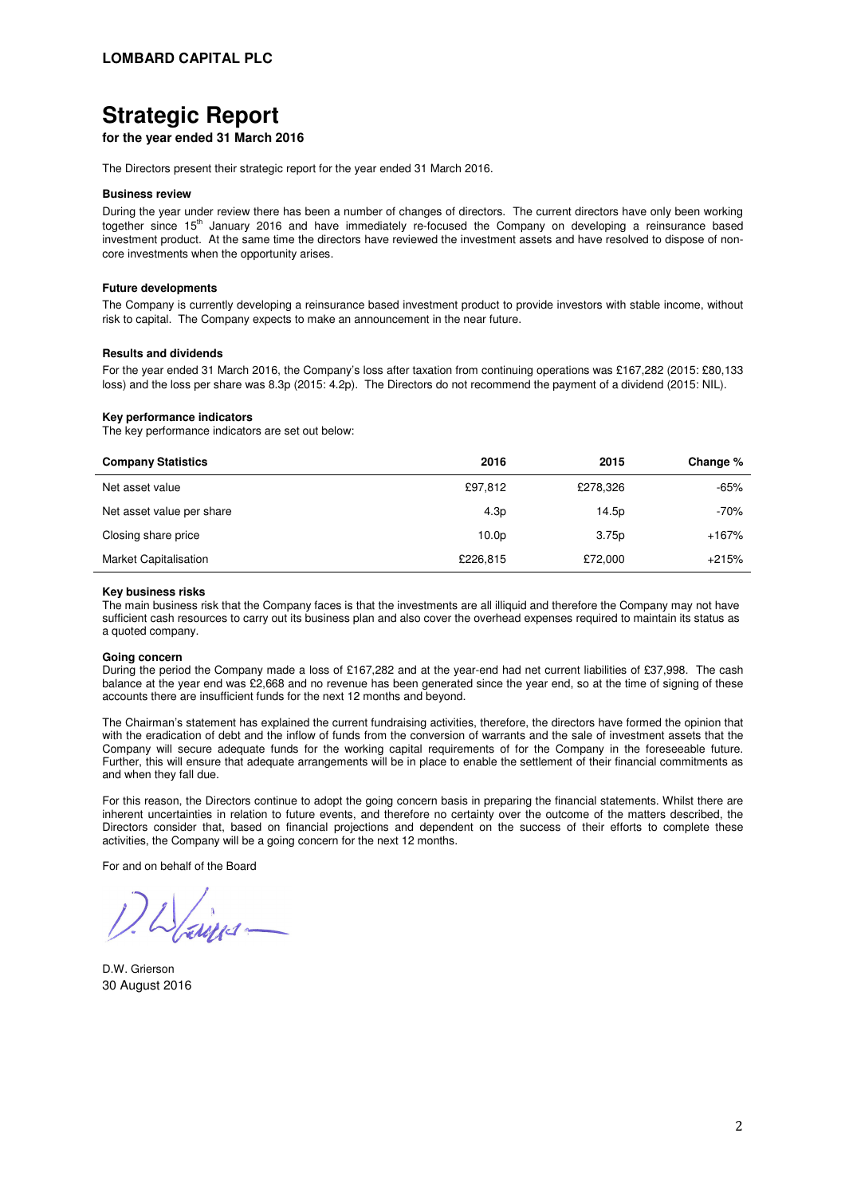# Strategic Report

**for the year ended 31 March 2016**

The Directors present their strategic report for the year ended 31 March 2016.

### Business review

During the year under review there has been a number of changes of directors. The current directors have only been working together since 15th January 2016 and have immediately re-focused the Company on developing a reinsurance based investment product. At the same time the directors have reviewed the investment assets and have resolved to dispose of non-core investments when the opportunity arises.

### Future developments

The Company is currently developing a reinsurance based investment product to provide investors with stable income, without risk to capital. The Company expects to make an announcement in the near future.

### Results and dividends

For the year ended 31 March 2016, the Company's loss after taxation from continuing operations was £167,282 (2015: £80,133 loss) and the loss per share was 8.3p (2015: 4.2p). The Directors do not recommend the payment of a dividend (2015: NIL).

### Key performance indicators

The key performance indicators are set out below:

| Company Statistics | 2016 | 2015 | Change % |
|---|---|---|---|
| Net asset value | £97,812 | £278,326 | -65% |
| Net asset value per share | 4.3p | 14.5p | -70% |
| Closing share price | 10.0p | 3.75p | +167% |
| Market Capitalisation | £226,815 | £72,000 | +215% |

### Key business risks

The main business risk that the Company faces is that the investments are all illiquid and therefore the Company may not have sufficient cash resources to carry out its business plan and also cover the overhead expenses required to maintain its status as a quoted company.

### Going concern

During the period the Company made a loss of £167,282 and at the year-end had net current liabilities of £37,998. The cash balance at the year end was £2,668 and no revenue has been generated since the year end, so at the time of signing of these accounts there are insufficient funds for the next 12 months and beyond.

The Chairman's statement has explained the current fundraising activities, therefore, the directors have formed the opinion that with the eradication of debt and the inflow of funds from the conversion of warrants and the sale of investment assets that the Company will secure adequate funds for the working capital requirements of for the Company in the foreseeable future. Further, this will ensure that adequate arrangements will be in place to enable the settlement of their financial commitments as and when they fall due.

For this reason, the Directors continue to adopt the going concern basis in preparing the financial statements. Whilst there are inherent uncertainties in relation to future events, and therefore no certainty over the outcome of the matters described, the Directors consider that, based on financial projections and dependent on the success of their efforts to complete these activities, the Company will be a going concern for the next 12 months.

For and on behalf of the Board

D.W. Grierson
30 August 2016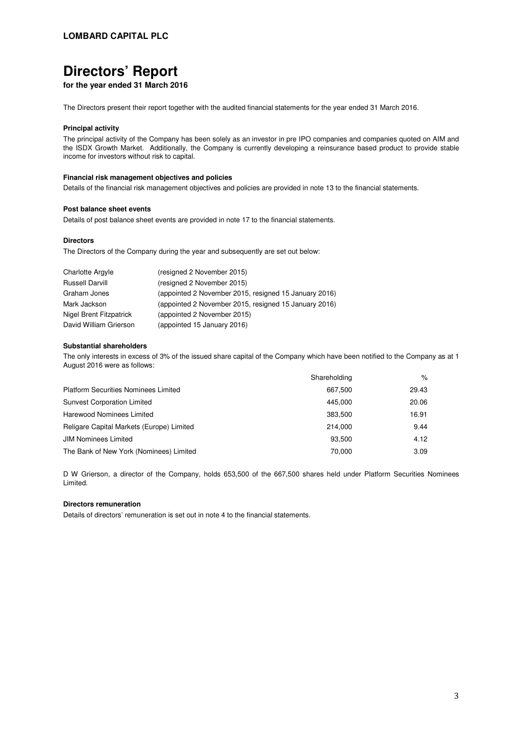# Directors' Report

**for the year ended 31 March 2016**

The Directors present their report together with the audited financial statements for the year ended 31 March 2016.

### Principal activity

The principal activity of the Company has been solely as an investor in pre IPO companies and companies quoted on AIM and the ISDX Growth Market. Additionally, the Company is currently developing a reinsurance based product to provide stable income for investors without risk to capital.

### Financial risk management objectives and policies

Details of the financial risk management objectives and policies are provided in note 13 to the financial statements.

### Post balance sheet events

Details of post balance sheet events are provided in note 17 to the financial statements.

### Directors

The Directors of the Company during the year and subsequently are set out below:

| | |
|---|---|
| Charlotte Argyle | (resigned 2 November 2015) |
| Russell Darvill | (resigned 2 November 2015) |
| Graham Jones | (appointed 2 November 2015, resigned 15 January 2016) |
| Mark Jackson | (appointed 2 November 2015, resigned 15 January 2016) |
| Nigel Brent Fitzpatrick | (appointed 2 November 2015) |
| David William Grierson | (appointed 15 January 2016) |

### Substantial shareholders

The only interests in excess of 3% of the issued share capital of the Company which have been notified to the Company as at 1 August 2016 were as follows:

| | Shareholding | % |
|---|---|---|
| Platform Securities Nominees Limited | 667,500 | 29.43 |
| Sunvest Corporation Limited | 445,000 | 20.06 |
| Harewood Nominees Limited | 383,500 | 16.91 |
| Religare Capital Markets (Europe) Limited | 214,000 | 9.44 |
| JIM Nominees Limited | 93,500 | 4.12 |
| The Bank of New York (Nominees) Limited | 70,000 | 3.09 |

D W Grierson, a director of the Company, holds 653,500 of the 667,500 shares held under Platform Securities Nominees Limited.

### Directors remuneration

Details of directors' remuneration is set out in note 4 to the financial statements.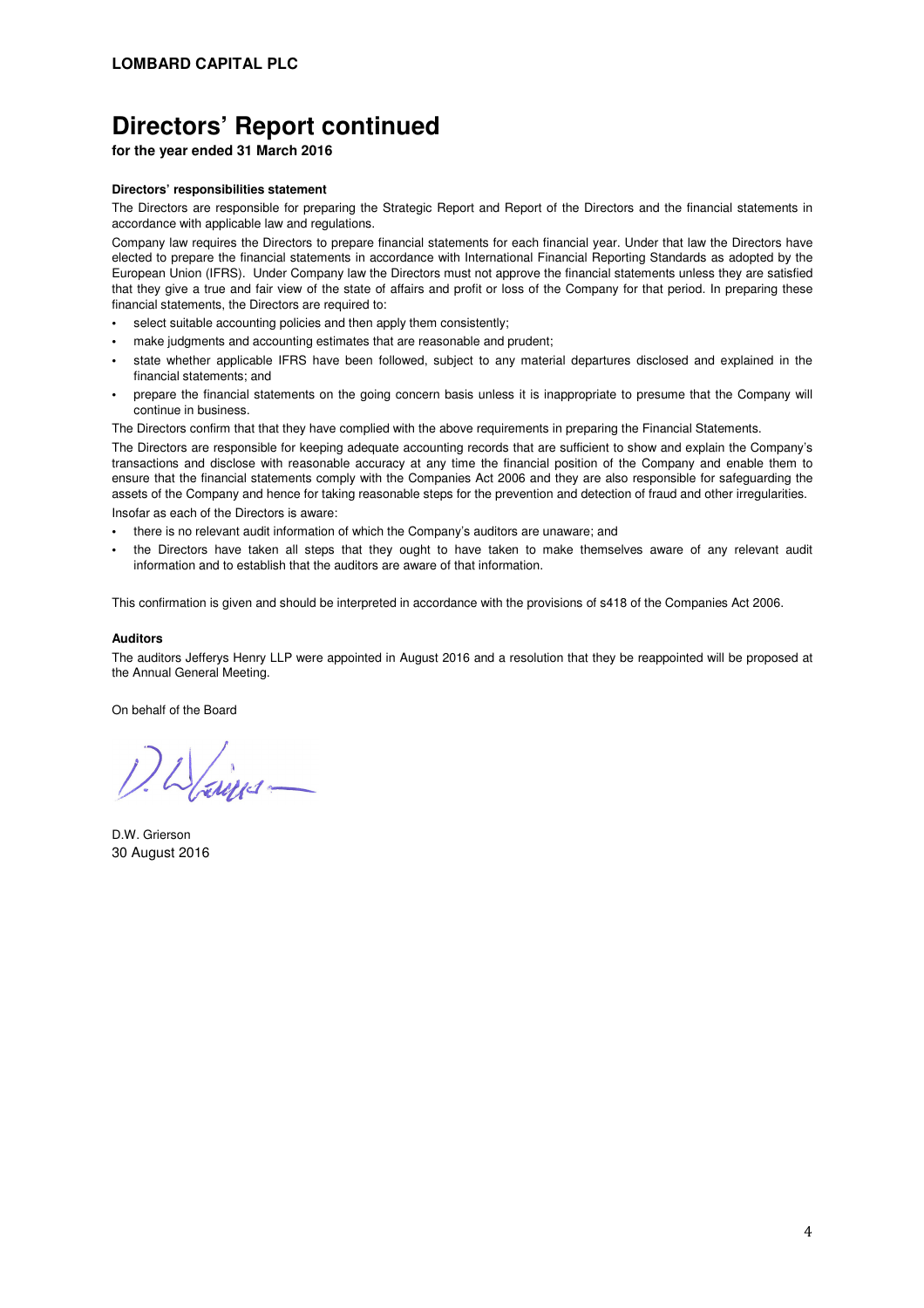# Directors' Report continued

**for the year ended 31 March 2016**

**Directors' responsibilities statement**

The Directors are responsible for preparing the Strategic Report and Report of the Directors and the financial statements in accordance with applicable law and regulations.

Company law requires the Directors to prepare financial statements for each financial year. Under that law the Directors have elected to prepare the financial statements in accordance with International Financial Reporting Standards as adopted by the European Union (IFRS). Under Company law the Directors must not approve the financial statements unless they are satisfied that they give a true and fair view of the state of affairs and profit or loss of the Company for that period. In preparing these financial statements, the Directors are required to:

- select suitable accounting policies and then apply them consistently;
- make judgments and accounting estimates that are reasonable and prudent;
- state whether applicable IFRS have been followed, subject to any material departures disclosed and explained in the financial statements; and
- prepare the financial statements on the going concern basis unless it is inappropriate to presume that the Company will continue in business.

The Directors confirm that that they have complied with the above requirements in preparing the Financial Statements.

The Directors are responsible for keeping adequate accounting records that are sufficient to show and explain the Company's transactions and disclose with reasonable accuracy at any time the financial position of the Company and enable them to ensure that the financial statements comply with the Companies Act 2006 and they are also responsible for safeguarding the assets of the Company and hence for taking reasonable steps for the prevention and detection of fraud and other irregularities.

Insofar as each of the Directors is aware:

- there is no relevant audit information of which the Company's auditors are unaware; and
- the Directors have taken all steps that they ought to have taken to make themselves aware of any relevant audit information and to establish that the auditors are aware of that information.

This confirmation is given and should be interpreted in accordance with the provisions of s418 of the Companies Act 2006.

**Auditors**

The auditors Jefferys Henry LLP were appointed in August 2016 and a resolution that they be reappointed will be proposed at the Annual General Meeting.

On behalf of the Board

D.W. Grierson
30 August 2016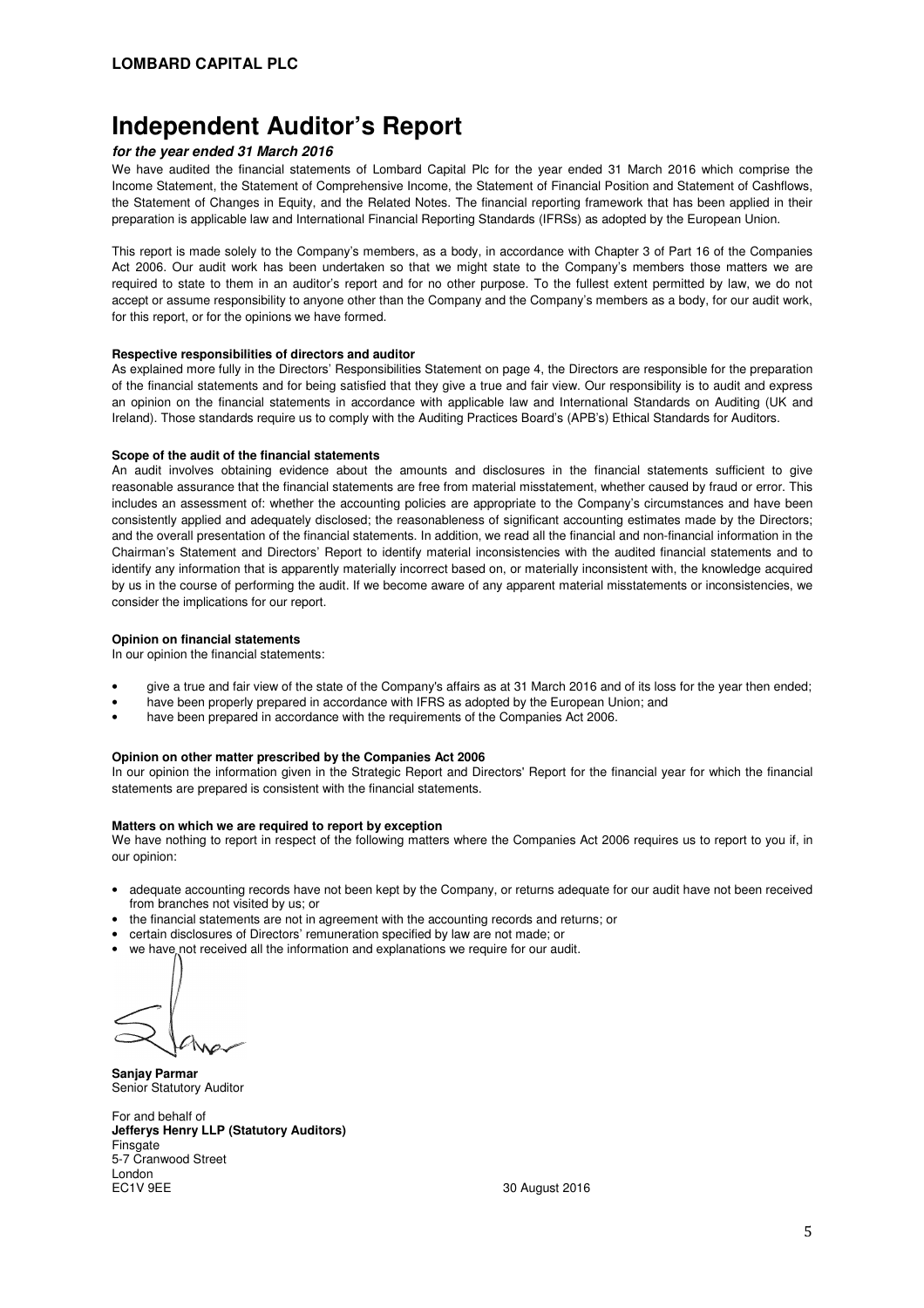**LOMBARD CAPITAL PLC**

# Independent Auditor's Report

***for the year ended 31 March 2016***

We have audited the financial statements of Lombard Capital Plc for the year ended 31 March 2016 which comprise the Income Statement, the Statement of Comprehensive Income, the Statement of Financial Position and Statement of Cashflows, the Statement of Changes in Equity, and the Related Notes. The financial reporting framework that has been applied in their preparation is applicable law and International Financial Reporting Standards (IFRSs) as adopted by the European Union.

This report is made solely to the Company's members, as a body, in accordance with Chapter 3 of Part 16 of the Companies Act 2006. Our audit work has been undertaken so that we might state to the Company's members those matters we are required to state to them in an auditor's report and for no other purpose. To the fullest extent permitted by law, we do not accept or assume responsibility to anyone other than the Company and the Company's members as a body, for our audit work, for this report, or for the opinions we have formed.

**Respective responsibilities of directors and auditor**

As explained more fully in the Directors' Responsibilities Statement on page 4, the Directors are responsible for the preparation of the financial statements and for being satisfied that they give a true and fair view. Our responsibility is to audit and express an opinion on the financial statements in accordance with applicable law and International Standards on Auditing (UK and Ireland). Those standards require us to comply with the Auditing Practices Board's (APB's) Ethical Standards for Auditors.

**Scope of the audit of the financial statements**

An audit involves obtaining evidence about the amounts and disclosures in the financial statements sufficient to give reasonable assurance that the financial statements are free from material misstatement, whether caused by fraud or error. This includes an assessment of: whether the accounting policies are appropriate to the Company's circumstances and have been consistently applied and adequately disclosed; the reasonableness of significant accounting estimates made by the Directors; and the overall presentation of the financial statements. In addition, we read all the financial and non-financial information in the Chairman's Statement and Directors' Report to identify material inconsistencies with the audited financial statements and to identify any information that is apparently materially incorrect based on, or materially inconsistent with, the knowledge acquired by us in the course of performing the audit. If we become aware of any apparent material misstatements or inconsistencies, we consider the implications for our report.

**Opinion on financial statements**

In our opinion the financial statements:

- give a true and fair view of the state of the Company's affairs as at 31 March 2016 and of its loss for the year then ended;
- have been properly prepared in accordance with IFRS as adopted by the European Union; and
- have been prepared in accordance with the requirements of the Companies Act 2006.

**Opinion on other matter prescribed by the Companies Act 2006**

In our opinion the information given in the Strategic Report and Directors' Report for the financial year for which the financial statements are prepared is consistent with the financial statements.

**Matters on which we are required to report by exception**

We have nothing to report in respect of the following matters where the Companies Act 2006 requires us to report to you if, in our opinion:

- adequate accounting records have not been kept by the Company, or returns adequate for our audit have not been received from branches not visited by us; or
- the financial statements are not in agreement with the accounting records and returns; or
- certain disclosures of Directors' remuneration specified by law are not made; or
- we have not received all the information and explanations we require for our audit.

**Sanjay Parmar**
Senior Statutory Auditor

For and behalf of
**Jefferys Henry LLP (Statutory Auditors)**
Finsgate
5-7 Cranwood Street
London
EC1V 9EE

30 August 2016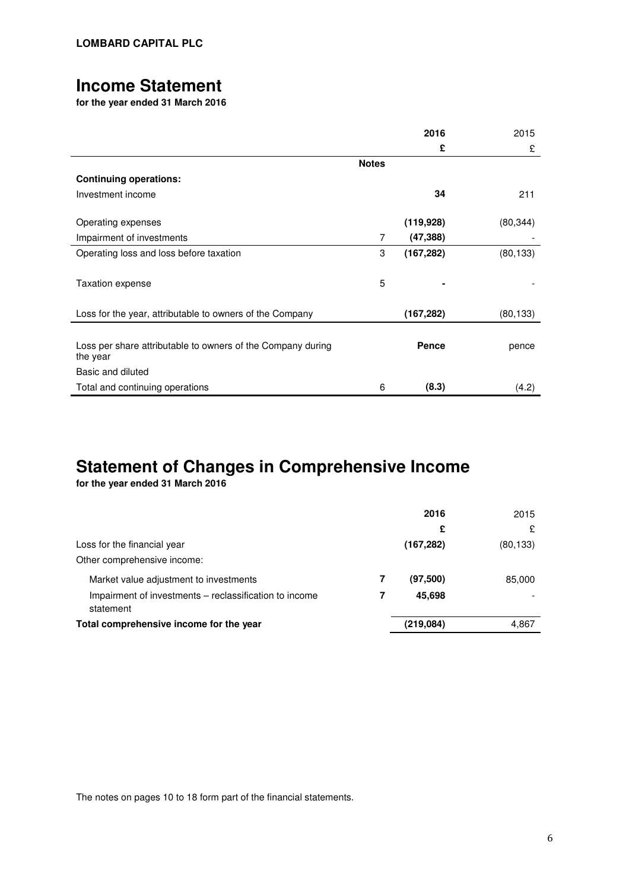**LOMBARD CAPITAL PLC**

# Income Statement

**for the year ended 31 March 2016**

| | Notes | 2016 £ | 2015 £ |
|---|---|---|---|
| **Continuing operations:** | | | |
| Investment income | | **34** | 211 |
| Operating expenses | | **(119,928)** | (80,344) |
| Impairment of investments | 7 | **(47,388)** | - |
| Operating loss and loss before taxation | 3 | **(167,282)** | (80,133) |
| Taxation expense | 5 | **-** | - |
| Loss for the year, attributable to owners of the Company | | **(167,282)** | (80,133) |
| Loss per share attributable to owners of the Company during the year | | **Pence** | pence |
| Basic and diluted | | | |
| Total and continuing operations | 6 | **(8.3)** | (4.2) |

# Statement of Changes in Comprehensive Income

**for the year ended 31 March 2016**

| | | 2016 £ | 2015 £ |
|---|---|---|---|
| Loss for the financial year | | **(167,282)** | (80,133) |
| Other comprehensive income: | | | |
| Market value adjustment to investments | **7** | **(97,500)** | 85,000 |
| Impairment of investments – reclassification to income statement | **7** | **45,698** | - |
| **Total comprehensive income for the year** | | **(219,084)** | 4,867 |

The notes on pages 10 to 18 form part of the financial statements.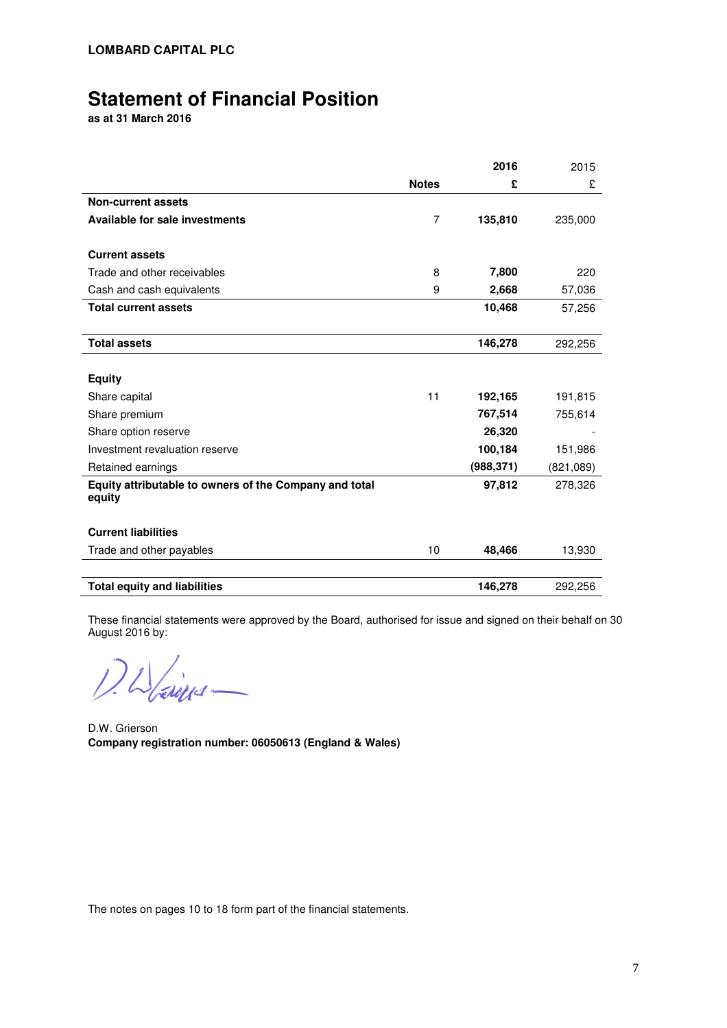**LOMBARD CAPITAL PLC**

# Statement of Financial Position

**as at 31 March 2016**

| | Notes | 2016 £ | 2015 £ |
|---|---|---|---|
| **Non-current assets** | | | |
| **Available for sale investments** | 7 | **135,810** | 235,000 |
| | | | |
| **Current assets** | | | |
| Trade and other receivables | 8 | **7,800** | 220 |
| Cash and cash equivalents | 9 | **2,668** | 57,036 |
| **Total current assets** | | **10,468** | 57,256 |
| | | | |
| **Total assets** | | **146,278** | 292,256 |
| | | | |
| **Equity** | | | |
| Share capital | 11 | **192,165** | 191,815 |
| Share premium | | **767,514** | 755,614 |
| Share option reserve | | **26,320** | - |
| Investment revaluation reserve | | **100,184** | 151,986 |
| Retained earnings | | **(988,371)** | (821,089) |
| **Equity attributable to owners of the Company and total equity** | | **97,812** | 278,326 |
| | | | |
| **Current liabilities** | | | |
| Trade and other payables | 10 | **48,466** | 13,930 |
| | | | |
| **Total equity and liabilities** | | **146,278** | 292,256 |

These financial statements were approved by the Board, authorised for issue and signed on their behalf on 30 August 2016 by:

D.W. Grierson

**Company registration number: 06050613 (England & Wales)**

The notes on pages 10 to 18 form part of the financial statements.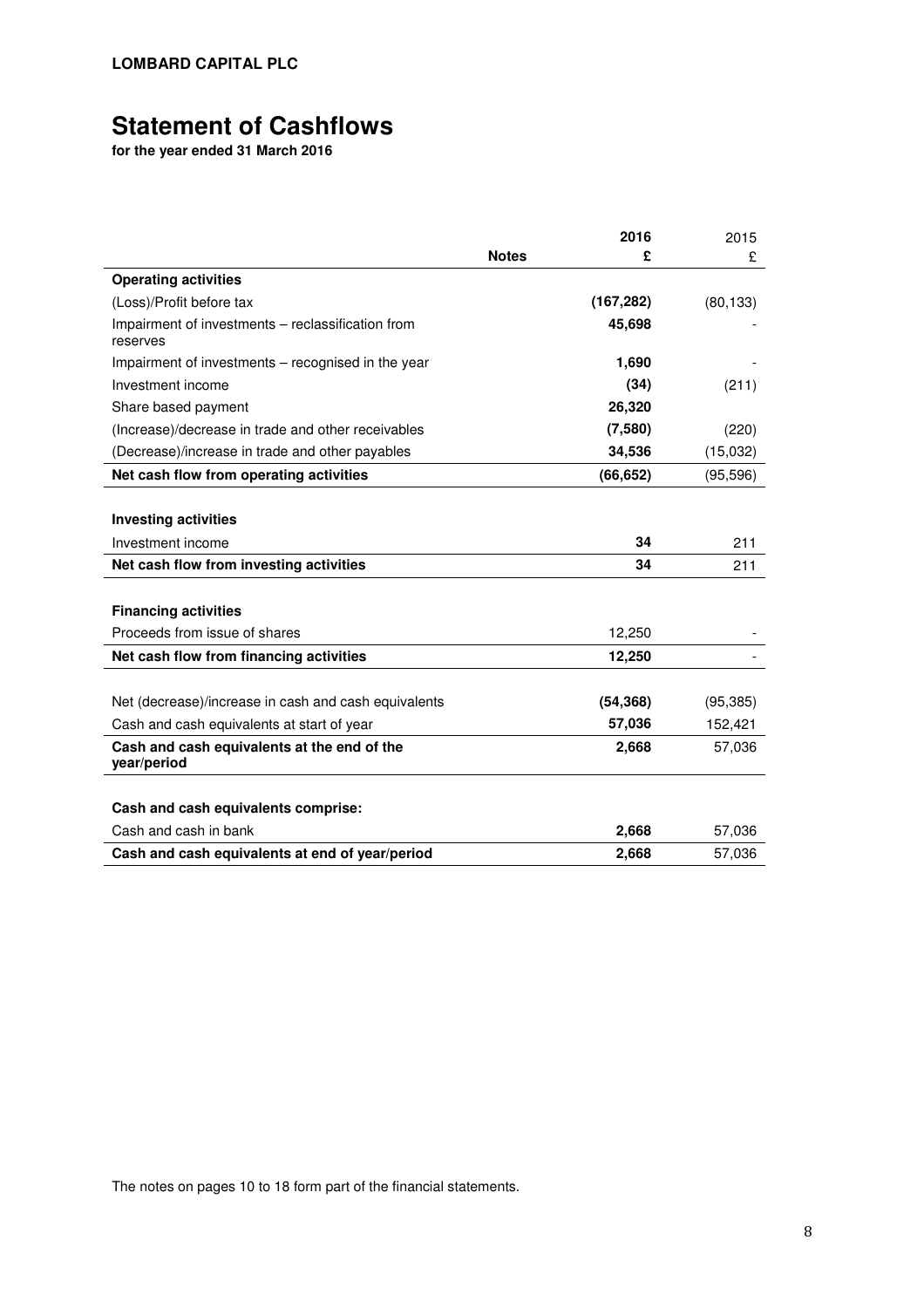**LOMBARD CAPITAL PLC**

# Statement of Cashflows

**for the year ended 31 March 2016**

| | Notes | 2016<br>£ | 2015<br>£ |
|---|---|---|---|
| **Operating activities** | | | |
| (Loss)/Profit before tax | | **(167,282)** | (80,133) |
| Impairment of investments – reclassification from reserves | | **45,698** | - |
| Impairment of investments – recognised in the year | | **1,690** | - |
| Investment income | | **(34)** | (211) |
| Share based payment | | **26,320** | |
| (Increase)/decrease in trade and other receivables | | **(7,580)** | (220) |
| (Decrease)/increase in trade and other payables | | **34,536** | (15,032) |
| **Net cash flow from operating activities** | | **(66,652)** | (95,596) |
| | | | |
| **Investing activities** | | | |
| Investment income | | **34** | 211 |
| **Net cash flow from investing activities** | | **34** | 211 |
| | | | |
| **Financing activities** | | | |
| Proceeds from issue of shares | | 12,250 | - |
| **Net cash flow from financing activities** | | **12,250** | - |
| | | | |
| Net (decrease)/increase in cash and cash equivalents | | **(54,368)** | (95,385) |
| Cash and cash equivalents at start of year | | **57,036** | 152,421 |
| **Cash and cash equivalents at the end of the year/period** | | **2,668** | 57,036 |
| | | | |
| **Cash and cash equivalents comprise:** | | | |
| Cash and cash in bank | | **2,668** | 57,036 |
| **Cash and cash equivalents at end of year/period** | | **2,668** | 57,036 |

The notes on pages 10 to 18 form part of the financial statements.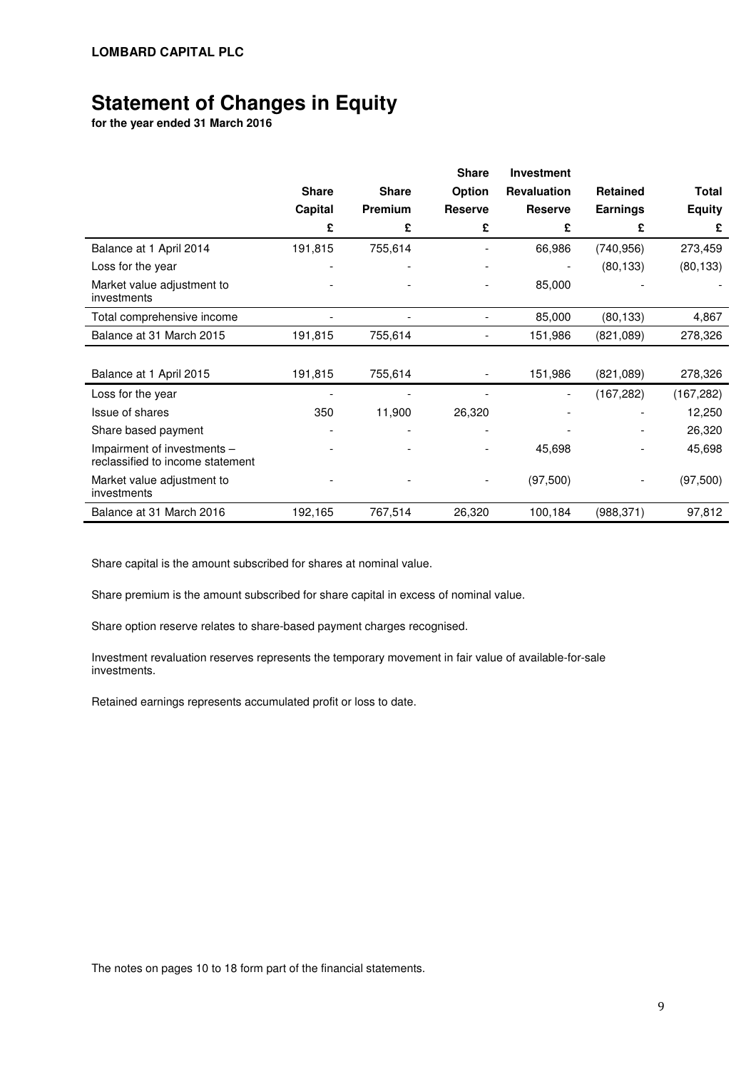**LOMBARD CAPITAL PLC**

# Statement of Changes in Equity

**for the year ended 31 March 2016**

| | Share Capital | Share Premium | Share Option Reserve | Investment Revaluation Reserve | Retained Earnings | Total Equity |
|---|---|---|---|---|---|---|
| | £ | £ | £ | £ | £ | £ |
| Balance at 1 April 2014 | 191,815 | 755,614 | - | 66,986 | (740,956) | 273,459 |
| Loss for the year | - | - | - | - | (80,133) | (80,133) |
| Market value adjustment to investments | - | - | - | 85,000 | - | - |
| Total comprehensive income | - | - | - | 85,000 | (80,133) | 4,867 |
| Balance at 31 March 2015 | 191,815 | 755,614 | - | 151,986 | (821,089) | 278,326 |
| | | | | | | |
| Balance at 1 April 2015 | 191,815 | 755,614 | - | 151,986 | (821,089) | 278,326 |
| Loss for the year | - | - | - | - | (167,282) | (167,282) |
| Issue of shares | 350 | 11,900 | 26,320 | - | - | 12,250 |
| Share based payment | - | - | - | - | - | 26,320 |
| Impairment of investments – reclassified to income statement | - | - | - | 45,698 | - | 45,698 |
| Market value adjustment to investments | - | - | - | (97,500) | - | (97,500) |
| Balance at 31 March 2016 | 192,165 | 767,514 | 26,320 | 100,184 | (988,371) | 97,812 |

Share capital is the amount subscribed for shares at nominal value.

Share premium is the amount subscribed for share capital in excess of nominal value.

Share option reserve relates to share-based payment charges recognised.

Investment revaluation reserves represents the temporary movement in fair value of available-for-sale investments.

Retained earnings represents accumulated profit or loss to date.

The notes on pages 10 to 18 form part of the financial statements.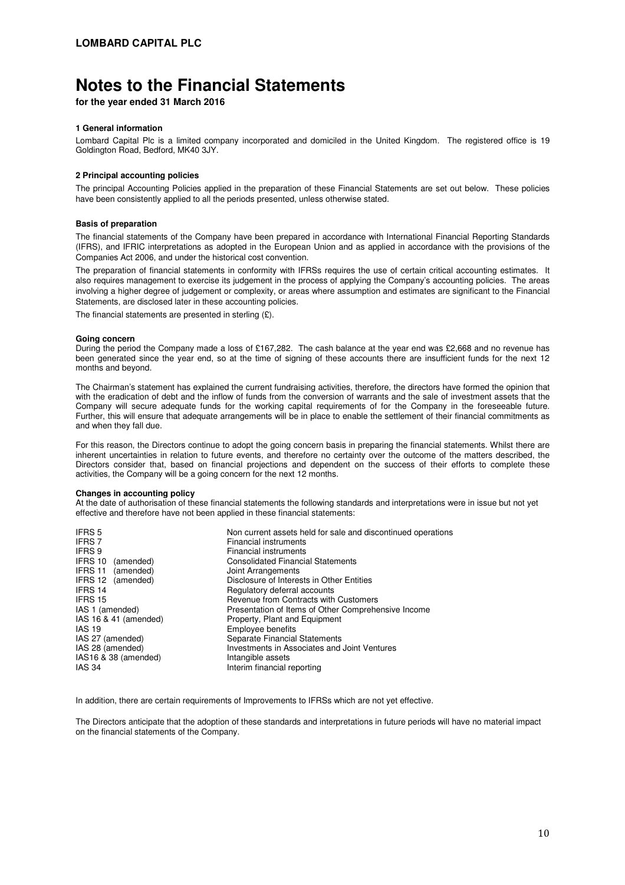**LOMBARD CAPITAL PLC**

# Notes to the Financial Statements

**for the year ended 31 March 2016**

### 1 General information

Lombard Capital Plc is a limited company incorporated and domiciled in the United Kingdom. The registered office is 19 Goldington Road, Bedford, MK40 3JY.

### 2 Principal accounting policies

The principal Accounting Policies applied in the preparation of these Financial Statements are set out below. These policies have been consistently applied to all the periods presented, unless otherwise stated.

#### Basis of preparation

The financial statements of the Company have been prepared in accordance with International Financial Reporting Standards (IFRS), and IFRIC interpretations as adopted in the European Union and as applied in accordance with the provisions of the Companies Act 2006, and under the historical cost convention.

The preparation of financial statements in conformity with IFRSs requires the use of certain critical accounting estimates. It also requires management to exercise its judgement in the process of applying the Company's accounting policies. The areas involving a higher degree of judgement or complexity, or areas where assumption and estimates are significant to the Financial Statements, are disclosed later in these accounting policies.

The financial statements are presented in sterling (£).

#### Going concern

During the period the Company made a loss of £167,282. The cash balance at the year end was £2,668 and no revenue has been generated since the year end, so at the time of signing of these accounts there are insufficient funds for the next 12 months and beyond.

The Chairman's statement has explained the current fundraising activities, therefore, the directors have formed the opinion that with the eradication of debt and the inflow of funds from the conversion of warrants and the sale of investment assets that the Company will secure adequate funds for the working capital requirements of for the Company in the foreseeable future. Further, this will ensure that adequate arrangements will be in place to enable the settlement of their financial commitments as and when they fall due.

For this reason, the Directors continue to adopt the going concern basis in preparing the financial statements. Whilst there are inherent uncertainties in relation to future events, and therefore no certainty over the outcome of the matters described, the Directors consider that, based on financial projections and dependent on the success of their efforts to complete these activities, the Company will be a going concern for the next 12 months.

#### Changes in accounting policy

At the date of authorisation of these financial statements the following standards and interpretations were in issue but not yet effective and therefore have not been applied in these financial statements:

| | |
|---|---|
| IFRS 5 | Non current assets held for sale and discontinued operations |
| IFRS 7 | Financial instruments |
| IFRS 9 | Financial instruments |
| IFRS 10 (amended) | Consolidated Financial Statements |
| IFRS 11 (amended) | Joint Arrangements |
| IFRS 12 (amended) | Disclosure of Interests in Other Entities |
| IFRS 14 | Regulatory deferral accounts |
| IFRS 15 | Revenue from Contracts with Customers |
| IAS 1 (amended) | Presentation of Items of Other Comprehensive Income |
| IAS 16 & 41 (amended) | Property, Plant and Equipment |
| IAS 19 | Employee benefits |
| IAS 27 (amended) | Separate Financial Statements |
| IAS 28 (amended) | Investments in Associates and Joint Ventures |
| IAS16 & 38 (amended) | Intangible assets |
| IAS 34 | Interim financial reporting |

In addition, there are certain requirements of Improvements to IFRSs which are not yet effective.

The Directors anticipate that the adoption of these standards and interpretations in future periods will have no material impact on the financial statements of the Company.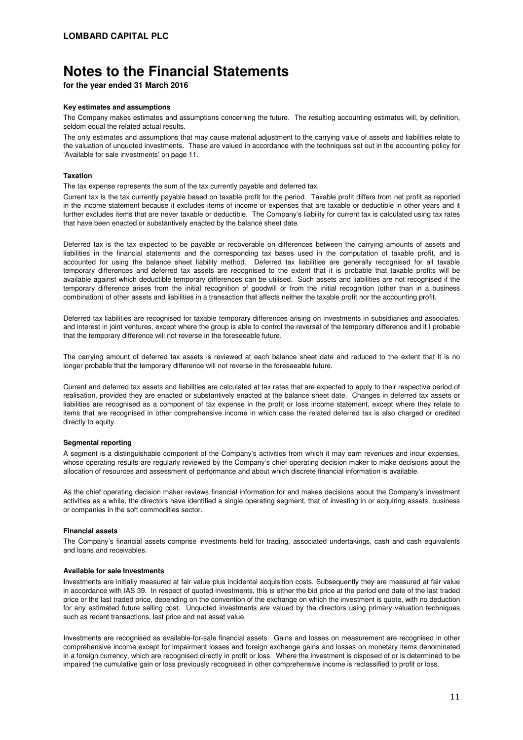**LOMBARD CAPITAL PLC**

# Notes to the Financial Statements

**for the year ended 31 March 2016**

**Key estimates and assumptions**

The Company makes estimates and assumptions concerning the future. The resulting accounting estimates will, by definition, seldom equal the related actual results.

The only estimates and assumptions that may cause material adjustment to the carrying value of assets and liabilities relate to the valuation of unquoted investments. These are valued in accordance with the techniques set out in the accounting policy for 'Available for sale investments' on page 11.

**Taxation**

The tax expense represents the sum of the tax currently payable and deferred tax.

Current tax is the tax currently payable based on taxable profit for the period. Taxable profit differs from net profit as reported in the income statement because it excludes items of income or expenses that are taxable or deductible in other years and it further excludes items that are never taxable or deductible. The Company's liability for current tax is calculated using tax rates that have been enacted or substantively enacted by the balance sheet date.

Deferred tax is the tax expected to be payable or recoverable on differences between the carrying amounts of assets and liabilities in the financial statements and the corresponding tax bases used in the computation of taxable profit, and is accounted for using the balance sheet liability method. Deferred tax liabilities are generally recognised for all taxable temporary differences and deferred tax assets are recognised to the extent that it is probable that taxable profits will be available against which deductible temporary differences can be utilised. Such assets and liabilities are not recognised if the temporary difference arises from the initial recognition of goodwill or from the initial recognition (other than in a business combination) of other assets and liabilities in a transaction that affects neither the taxable profit nor the accounting profit.

Deferred tax liabilities are recognised for taxable temporary differences arising on investments in subsidiaries and associates, and interest in joint ventures, except where the group is able to control the reversal of the temporary difference and it I probable that the temporary difference will not reverse in the foreseeable future.

The carrying amount of deferred tax assets is reviewed at each balance sheet date and reduced to the extent that it is no longer probable that the temporary difference will not reverse in the foreseeable future.

Current and deferred tax assets and liabilities are calculated at tax rates that are expected to apply to their respective period of realisation, provided they are enacted or substantively enacted at the balance sheet date. Changes in deferred tax assets or liabilities are recognised as a component of tax expense in the profit or loss income statement, except where they relate to items that are recognised in other comprehensive income in which case the related deferred tax is also charged or credited directly to equity.

**Segmental reporting**

A segment is a distinguishable component of the Company's activities from which it may earn revenues and incur expenses, whose operating results are regularly reviewed by the Company's chief operating decision maker to make decisions about the allocation of resources and assessment of performance and about which discrete financial information is available.

As the chief operating decision maker reviews financial information for and makes decisions about the Company's investment activities as a while, the directors have identified a single operating segment, that of investing in or acquiring assets, business or companies in the soft commodities sector.

**Financial assets**

The Company's financial assets comprise investments held for trading, associated undertakings, cash and cash equivalents and loans and receivables.

**Available for sale Investments**

Investments are initially measured at fair value plus incidental acquisition costs. Subsequently they are measured at fair value in accordance with IAS 39. In respect of quoted investments, this is either the bid price at the period end date of the last traded price or the last traded price, depending on the convention of the exchange on which the investment is quote, with no deduction for any estimated future selling cost. Unquoted investments are valued by the directors using primary valuation techniques such as recent transactions, last price and net asset value.

Investments are recognised as available-for-sale financial assets. Gains and losses on measurement are recognised in other comprehensive income except for impairment losses and foreign exchange gains and losses on monetary items denominated in a foreign currency, which are recognised directly in profit or loss. Where the investment is disposed of or is determined to be impaired the cumulative gain or loss previously recognised in other comprehensive income is reclassified to profit or loss.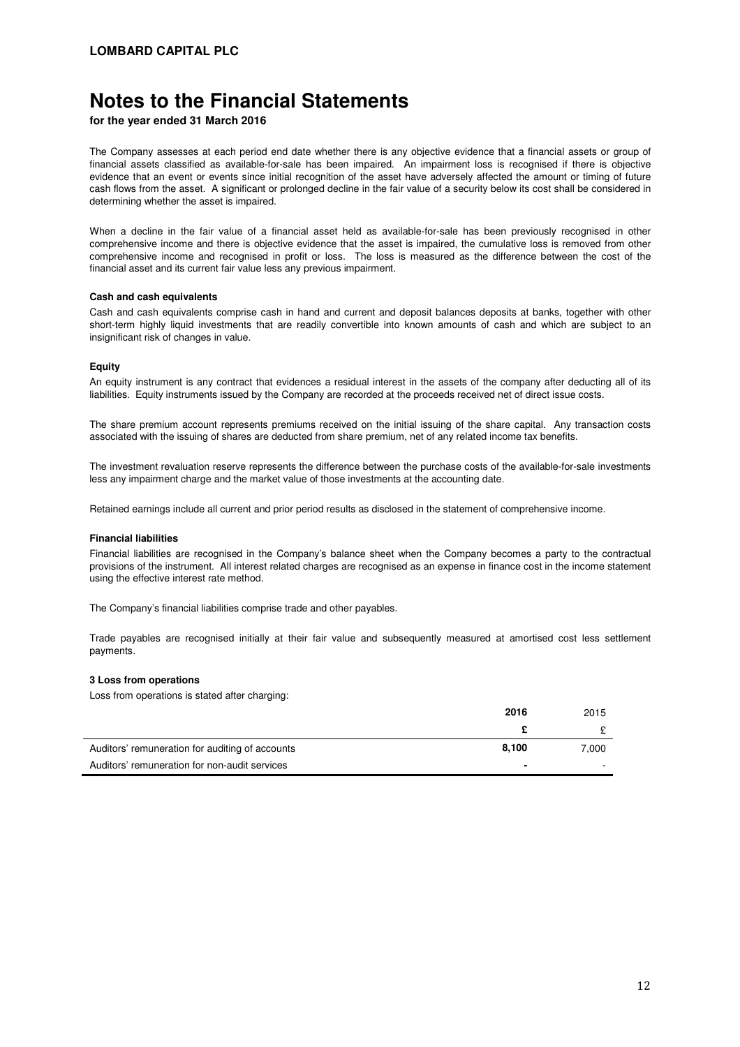# Notes to the Financial Statements

**for the year ended 31 March 2016**

The Company assesses at each period end date whether there is any objective evidence that a financial assets or group of financial assets classified as available-for-sale has been impaired. An impairment loss is recognised if there is objective evidence that an event or events since initial recognition of the asset have adversely affected the amount or timing of future cash flows from the asset. A significant or prolonged decline in the fair value of a security below its cost shall be considered in determining whether the asset is impaired.

When a decline in the fair value of a financial asset held as available-for-sale has been previously recognised in other comprehensive income and there is objective evidence that the asset is impaired, the cumulative loss is removed from other comprehensive income and recognised in profit or loss. The loss is measured as the difference between the cost of the financial asset and its current fair value less any previous impairment.

**Cash and cash equivalents**

Cash and cash equivalents comprise cash in hand and current and deposit balances deposits at banks, together with other short-term highly liquid investments that are readily convertible into known amounts of cash and which are subject to an insignificant risk of changes in value.

**Equity**

An equity instrument is any contract that evidences a residual interest in the assets of the company after deducting all of its liabilities. Equity instruments issued by the Company are recorded at the proceeds received net of direct issue costs.

The share premium account represents premiums received on the initial issuing of the share capital. Any transaction costs associated with the issuing of shares are deducted from share premium, net of any related income tax benefits.

The investment revaluation reserve represents the difference between the purchase costs of the available-for-sale investments less any impairment charge and the market value of those investments at the accounting date.

Retained earnings include all current and prior period results as disclosed in the statement of comprehensive income.

**Financial liabilities**

Financial liabilities are recognised in the Company's balance sheet when the Company becomes a party to the contractual provisions of the instrument. All interest related charges are recognised as an expense in finance cost in the income statement using the effective interest rate method.

The Company's financial liabilities comprise trade and other payables.

Trade payables are recognised initially at their fair value and subsequently measured at amortised cost less settlement payments.

**3 Loss from operations**

Loss from operations is stated after charging:

| | **2016** | 2015 |
|---|---|---|
| | **£** | £ |
| Auditors' remuneration for auditing of accounts | **8,100** | 7,000 |
| Auditors' remuneration for non-audit services | **-** | - |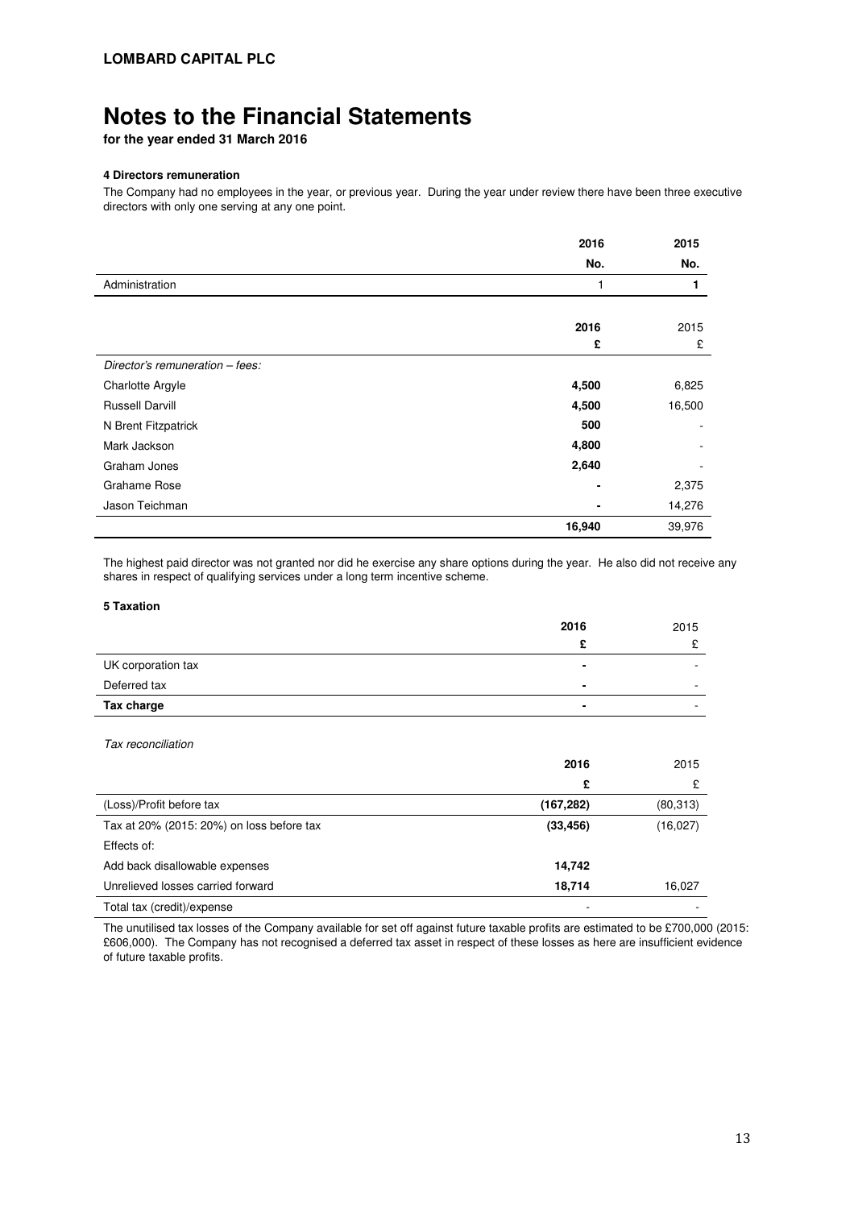**LOMBARD CAPITAL PLC**

# Notes to the Financial Statements

**for the year ended 31 March 2016**

#### 4 Directors remuneration

The Company had no employees in the year, or previous year. During the year under review there have been three executive directors with only one serving at any one point.

| | 2016 | 2015 |
|---|---|---|
| | No. | No. |
| Administration | 1 | 1 |

| | 2016 | 2015 |
|---|---|---|
| | £ | £ |
| *Director's remuneration – fees:* | | |
| Charlotte Argyle | 4,500 | 6,825 |
| Russell Darvill | 4,500 | 16,500 |
| N Brent Fitzpatrick | 500 | - |
| Mark Jackson | 4,800 | - |
| Graham Jones | 2,640 | - |
| Grahame Rose | - | 2,375 |
| Jason Teichman | - | 14,276 |
| | 16,940 | 39,976 |

The highest paid director was not granted nor did he exercise any share options during the year. He also did not receive any shares in respect of qualifying services under a long term incentive scheme.

#### 5 Taxation

| | 2016 | 2015 |
|---|---|---|
| | £ | £ |
| UK corporation tax | - | - |
| Deferred tax | - | - |
| **Tax charge** | - | - |

*Tax reconciliation*

| | 2016 | 2015 |
|---|---|---|
| | £ | £ |
| (Loss)/Profit before tax | (167,282) | (80,313) |
| Tax at 20% (2015: 20%) on loss before tax | (33,456) | (16,027) |
| Effects of: | | |
| Add back disallowable expenses | 14,742 | |
| Unrelieved losses carried forward | 18,714 | 16,027 |
| Total tax (credit)/expense | - | - |

The unutilised tax losses of the Company available for set off against future taxable profits are estimated to be £700,000 (2015: £606,000). The Company has not recognised a deferred tax asset in respect of these losses as here are insufficient evidence of future taxable profits.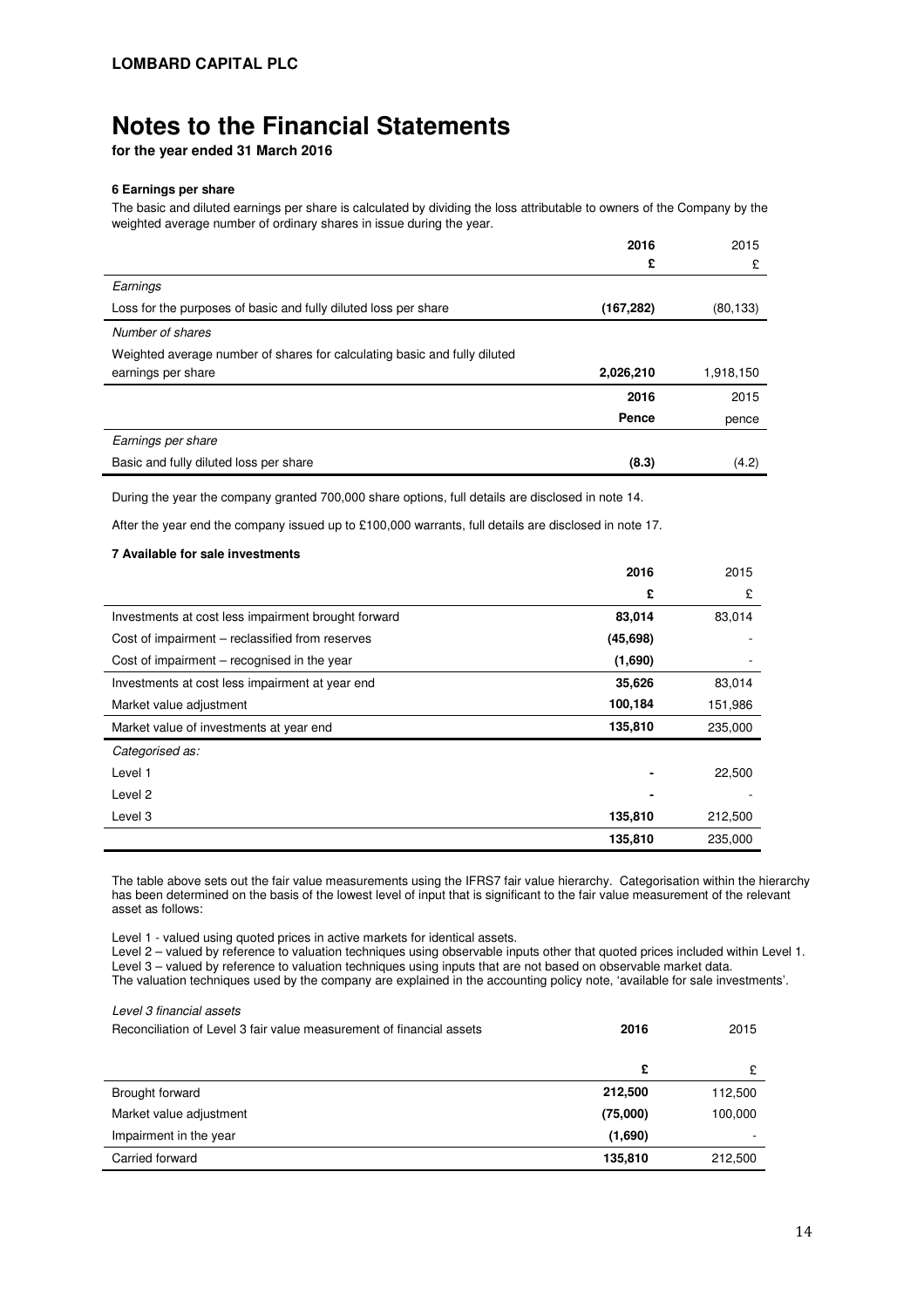**LOMBARD CAPITAL PLC**

# Notes to the Financial Statements

**for the year ended 31 March 2016**

### 6 Earnings per share

The basic and diluted earnings per share is calculated by dividing the loss attributable to owners of the Company by the weighted average number of ordinary shares in issue during the year.

| | **2016** | 2015 |
|---|---|---|
| | **£** | £ |
| *Earnings* | | |
| Loss for the purposes of basic and fully diluted loss per share | **(167,282)** | (80,133) |
| *Number of shares* | | |
| Weighted average number of shares for calculating basic and fully diluted earnings per share | **2,026,210** | 1,918,150 |
| | **2016** | 2015 |
| | **Pence** | pence |
| *Earnings per share* | | |
| Basic and fully diluted loss per share | **(8.3)** | (4.2) |

During the year the company granted 700,000 share options, full details are disclosed in note 14.

After the year end the company issued up to £100,000 warrants, full details are disclosed in note 17.

### 7 Available for sale investments

| | **2016** | 2015 |
|---|---|---|
| | **£** | £ |
| Investments at cost less impairment brought forward | **83,014** | 83,014 |
| Cost of impairment – reclassified from reserves | **(45,698)** | - |
| Cost of impairment – recognised in the year | **(1,690)** | - |
| Investments at cost less impairment at year end | **35,626** | 83,014 |
| Market value adjustment | **100,184** | 151,986 |
| Market value of investments at year end | **135,810** | 235,000 |
| *Categorised as:* | | |
| Level 1 | **-** | 22,500 |
| Level 2 | **-** | - |
| Level 3 | **135,810** | 212,500 |
| | **135,810** | 235,000 |

The table above sets out the fair value measurements using the IFRS7 fair value hierarchy. Categorisation within the hierarchy has been determined on the basis of the lowest level of input that is significant to the fair value measurement of the relevant asset as follows:

Level 1 - valued using quoted prices in active markets for identical assets.
Level 2 – valued by reference to valuation techniques using observable inputs other that quoted prices included within Level 1.
Level 3 – valued by reference to valuation techniques using inputs that are not based on observable market data.
The valuation techniques used by the company are explained in the accounting policy note, 'available for sale investments'.

*Level 3 financial assets*

| Reconciliation of Level 3 fair value measurement of financial assets | **2016** | 2015 |
|---|---|---|
| | **£** | £ |
| Brought forward | **212,500** | 112,500 |
| Market value adjustment | **(75,000)** | 100,000 |
| Impairment in the year | **(1,690)** | - |
| Carried forward | **135,810** | 212,500 |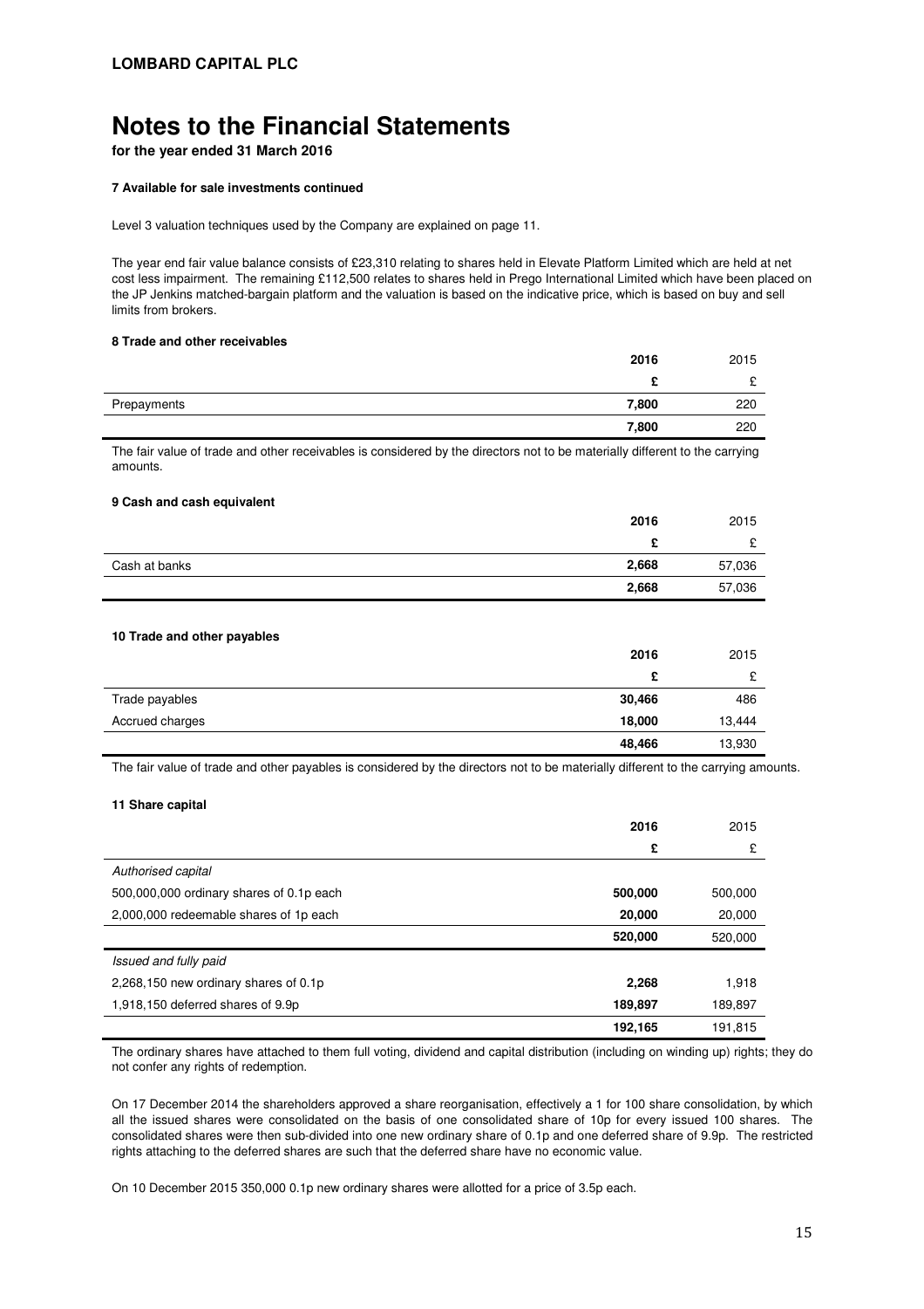## Notes to the Financial Statements

**for the year ended 31 March 2016**

#### 7 Available for sale investments continued

Level 3 valuation techniques used by the Company are explained on page 11.

The year end fair value balance consists of £23,310 relating to shares held in Elevate Platform Limited which are held at net cost less impairment. The remaining £112,500 relates to shares held in Prego International Limited which have been placed on the JP Jenkins matched-bargain platform and the valuation is based on the indicative price, which is based on buy and sell limits from brokers.

#### 8 Trade and other receivables

| | **2016** | 2015 |
|---|---|---|
| | **£** | £ |
| Prepayments | **7,800** | 220 |
| | **7,800** | 220 |

The fair value of trade and other receivables is considered by the directors not to be materially different to the carrying amounts.

#### 9 Cash and cash equivalent

| | **2016** | 2015 |
|---|---|---|
| | **£** | £ |
| Cash at banks | **2,668** | 57,036 |
| | **2,668** | 57,036 |

#### 10 Trade and other payables

| | **2016** | 2015 |
|---|---|---|
| | **£** | £ |
| Trade payables | **30,466** | 486 |
| Accrued charges | **18,000** | 13,444 |
| | **48,466** | 13,930 |

The fair value of trade and other payables is considered by the directors not to be materially different to the carrying amounts.

#### 11 Share capital

| | **2016** | 2015 |
|---|---|---|
| | **£** | £ |
| *Authorised capital* | | |
| 500,000,000 ordinary shares of 0.1p each | **500,000** | 500,000 |
| 2,000,000 redeemable shares of 1p each | **20,000** | 20,000 |
| | **520,000** | 520,000 |
| *Issued and fully paid* | | |
| 2,268,150 new ordinary shares of 0.1p | **2,268** | 1,918 |
| 1,918,150 deferred shares of 9.9p | **189,897** | 189,897 |
| | **192,165** | 191,815 |

The ordinary shares have attached to them full voting, dividend and capital distribution (including on winding up) rights; they do not confer any rights of redemption.

On 17 December 2014 the shareholders approved a share reorganisation, effectively a 1 for 100 share consolidation, by which all the issued shares were consolidated on the basis of one consolidated share of 10p for every issued 100 shares. The consolidated shares were then sub-divided into one new ordinary share of 0.1p and one deferred share of 9.9p. The restricted rights attaching to the deferred shares are such that the deferred share have no economic value.

On 10 December 2015 350,000 0.1p new ordinary shares were allotted for a price of 3.5p each.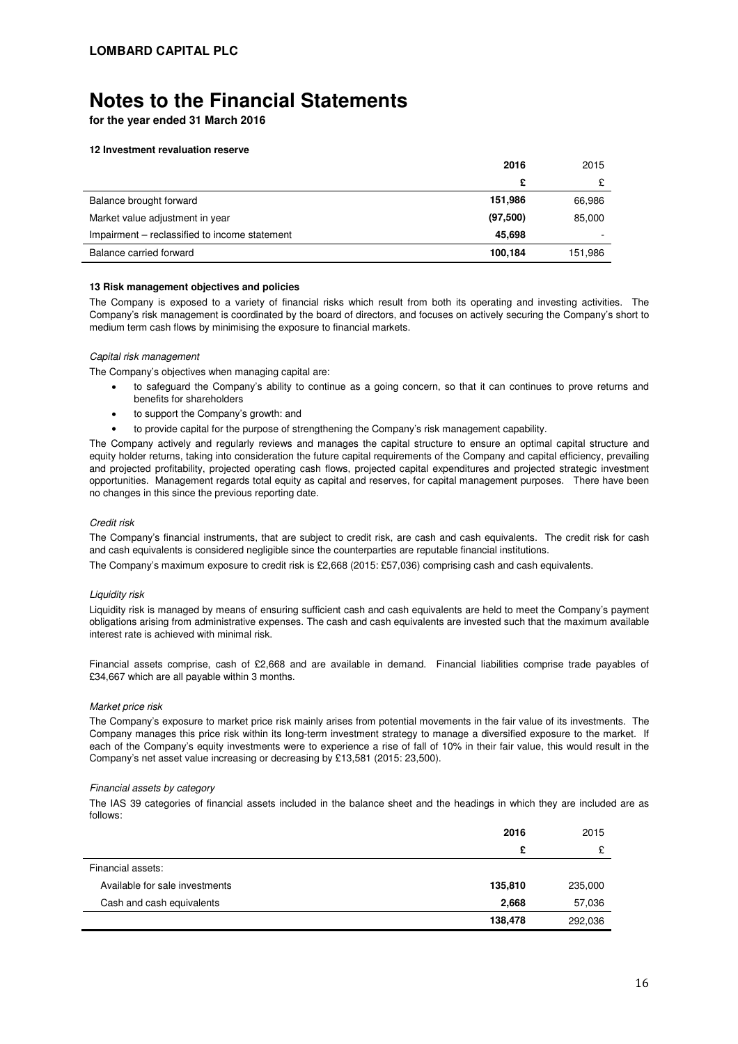**LOMBARD CAPITAL PLC**

# Notes to the Financial Statements

**for the year ended 31 March 2016**

#### 12 Investment revaluation reserve

| | **2016** | 2015 |
|---|---|---|
| | **£** | £ |
| Balance brought forward | **151,986** | 66,986 |
| Market value adjustment in year | **(97,500)** | 85,000 |
| Impairment – reclassified to income statement | **45,698** | - |
| Balance carried forward | **100,184** | 151,986 |

#### 13 Risk management objectives and policies

The Company is exposed to a variety of financial risks which result from both its operating and investing activities. The Company's risk management is coordinated by the board of directors, and focuses on actively securing the Company's short to medium term cash flows by minimising the exposure to financial markets.

*Capital risk management*

The Company's objectives when managing capital are:

- to safeguard the Company's ability to continue as a going concern, so that it can continues to prove returns and benefits for shareholders
- to support the Company's growth: and
- to provide capital for the purpose of strengthening the Company's risk management capability.

The Company actively and regularly reviews and manages the capital structure to ensure an optimal capital structure and equity holder returns, taking into consideration the future capital requirements of the Company and capital efficiency, prevailing and projected profitability, projected operating cash flows, projected capital expenditures and projected strategic investment opportunities. Management regards total equity as capital and reserves, for capital management purposes. There have been no changes in this since the previous reporting date.

*Credit risk*

The Company's financial instruments, that are subject to credit risk, are cash and cash equivalents. The credit risk for cash and cash equivalents is considered negligible since the counterparties are reputable financial institutions.

The Company's maximum exposure to credit risk is £2,668 (2015: £57,036) comprising cash and cash equivalents.

*Liquidity risk*

Liquidity risk is managed by means of ensuring sufficient cash and cash equivalents are held to meet the Company's payment obligations arising from administrative expenses. The cash and cash equivalents are invested such that the maximum available interest rate is achieved with minimal risk.

Financial assets comprise, cash of £2,668 and are available in demand. Financial liabilities comprise trade payables of £34,667 which are all payable within 3 months.

*Market price risk*

The Company's exposure to market price risk mainly arises from potential movements in the fair value of its investments. The Company manages this price risk within its long-term investment strategy to manage a diversified exposure to the market. If each of the Company's equity investments were to experience a rise of fall of 10% in their fair value, this would result in the Company's net asset value increasing or decreasing by £13,581 (2015: 23,500).

*Financial assets by category*

The IAS 39 categories of financial assets included in the balance sheet and the headings in which they are included are as follows:

| | **2016** | 2015 |
|---|---|---|
| | **£** | £ |
| Financial assets: | | |
| Available for sale investments | **135,810** | 235,000 |
| Cash and cash equivalents | **2,668** | 57,036 |
| | **138,478** | 292,036 |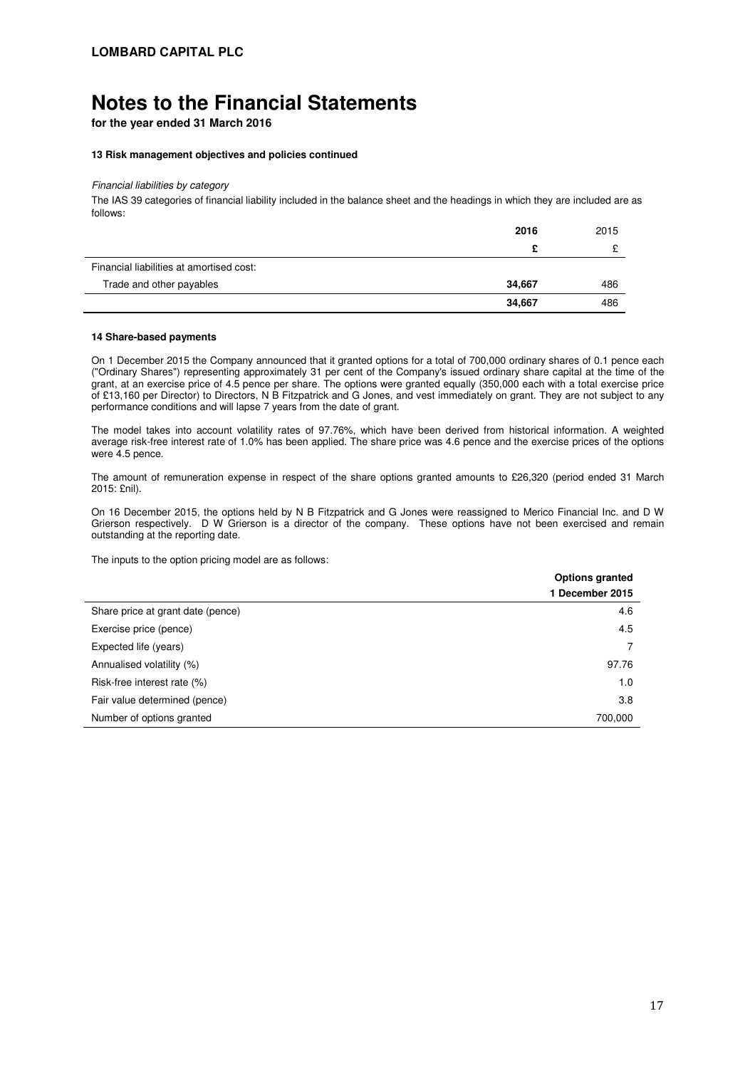# Notes to the Financial Statements

**for the year ended 31 March 2016**

**13 Risk management objectives and policies continued**

*Financial liabilities by category*

The IAS 39 categories of financial liability included in the balance sheet and the headings in which they are included are as follows:

| | **2016** | 2015 |
|---|---|---|
| | **£** | £ |
| Financial liabilities at amortised cost: | | |
| Trade and other payables | **34,667** | 486 |
| | **34,667** | 486 |

**14 Share-based payments**

On 1 December 2015 the Company announced that it granted options for a total of 700,000 ordinary shares of 0.1 pence each ("Ordinary Shares") representing approximately 31 per cent of the Company's issued ordinary share capital at the time of the grant, at an exercise price of 4.5 pence per share. The options were granted equally (350,000 each with a total exercise price of £13,160 per Director) to Directors, N B Fitzpatrick and G Jones, and vest immediately on grant. They are not subject to any performance conditions and will lapse 7 years from the date of grant.

The model takes into account volatility rates of 97.76%, which have been derived from historical information. A weighted average risk-free interest rate of 1.0% has been applied. The share price was 4.6 pence and the exercise prices of the options were 4.5 pence.

The amount of remuneration expense in respect of the share options granted amounts to £26,320 (period ended 31 March 2015: £nil).

On 16 December 2015, the options held by N B Fitzpatrick and G Jones were reassigned to Merico Financial Inc. and D W Grierson respectively. D W Grierson is a director of the company. These options have not been exercised and remain outstanding at the reporting date.

The inputs to the option pricing model are as follows:

| | **Options granted 1 December 2015** |
|---|---|
| Share price at grant date (pence) | 4.6 |
| Exercise price (pence) | 4.5 |
| Expected life (years) | 7 |
| Annualised volatility (%) | 97.76 |
| Risk-free interest rate (%) | 1.0 |
| Fair value determined (pence) | 3.8 |
| Number of options granted | 700,000 |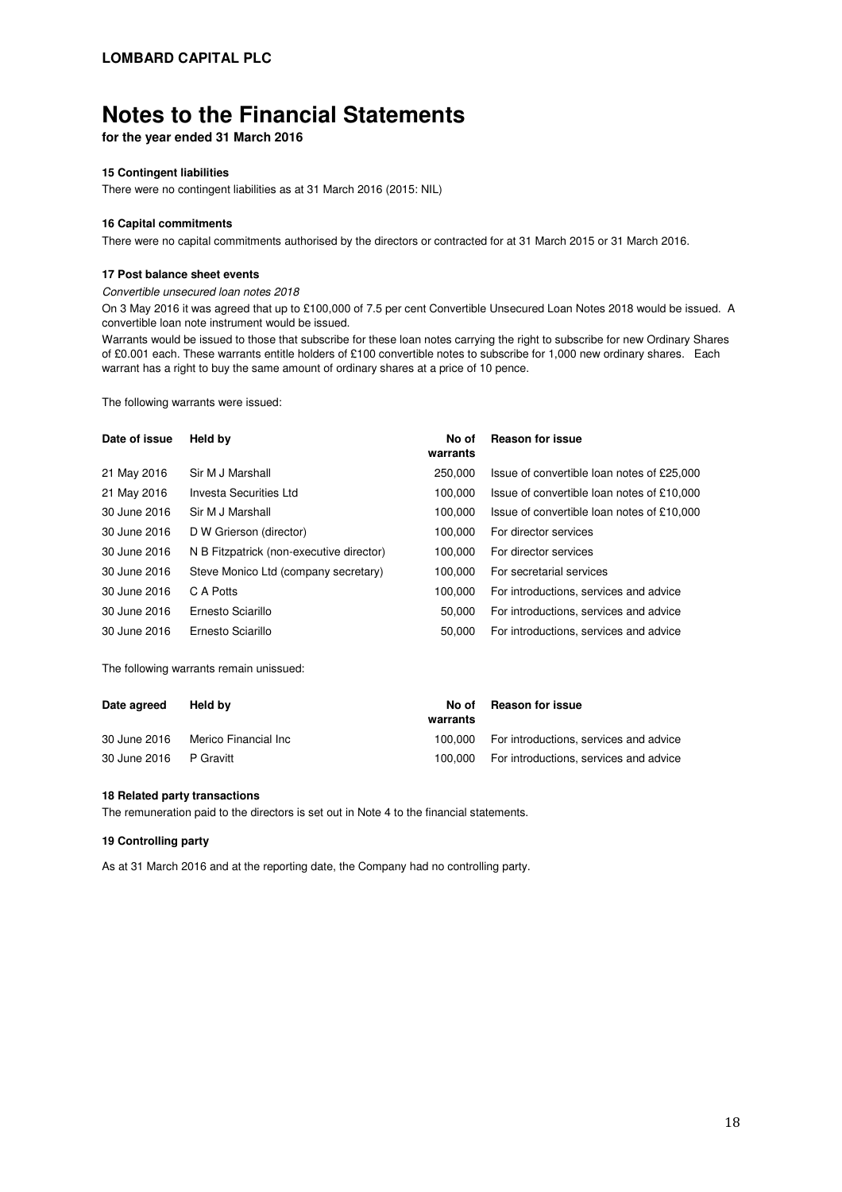**LOMBARD CAPITAL PLC**

# Notes to the Financial Statements

**for the year ended 31 March 2016**

### 15 Contingent liabilities

There were no contingent liabilities as at 31 March 2016 (2015: NIL)

### 16 Capital commitments

There were no capital commitments authorised by the directors or contracted for at 31 March 2015 or 31 March 2016.

### 17 Post balance sheet events

*Convertible unsecured loan notes 2018*

On 3 May 2016 it was agreed that up to £100,000 of 7.5 per cent Convertible Unsecured Loan Notes 2018 would be issued. A convertible loan note instrument would be issued.

Warrants would be issued to those that subscribe for these loan notes carrying the right to subscribe for new Ordinary Shares of £0.001 each. These warrants entitle holders of £100 convertible notes to subscribe for 1,000 new ordinary shares. Each warrant has a right to buy the same amount of ordinary shares at a price of 10 pence.

The following warrants were issued:

| Date of issue | Held by | No of warrants | Reason for issue |
|---|---|---|---|
| 21 May 2016 | Sir M J Marshall | 250,000 | Issue of convertible loan notes of £25,000 |
| 21 May 2016 | Investa Securities Ltd | 100,000 | Issue of convertible loan notes of £10,000 |
| 30 June 2016 | Sir M J Marshall | 100,000 | Issue of convertible loan notes of £10,000 |
| 30 June 2016 | D W Grierson (director) | 100,000 | For director services |
| 30 June 2016 | N B Fitzpatrick (non-executive director) | 100,000 | For director services |
| 30 June 2016 | Steve Monico Ltd (company secretary) | 100,000 | For secretarial services |
| 30 June 2016 | C A Potts | 100,000 | For introductions, services and advice |
| 30 June 2016 | Ernesto Sciarillo | 50,000 | For introductions, services and advice |
| 30 June 2016 | Ernesto Sciarillo | 50,000 | For introductions, services and advice |

The following warrants remain unissued:

| Date agreed | Held by | No of warrants | Reason for issue |
|---|---|---|---|
| 30 June 2016 | Merico Financial Inc | 100,000 | For introductions, services and advice |
| 30 June 2016 | P Gravitt | 100,000 | For introductions, services and advice |

### 18 Related party transactions

The remuneration paid to the directors is set out in Note 4 to the financial statements.

### 19 Controlling party

As at 31 March 2016 and at the reporting date, the Company had no controlling party.